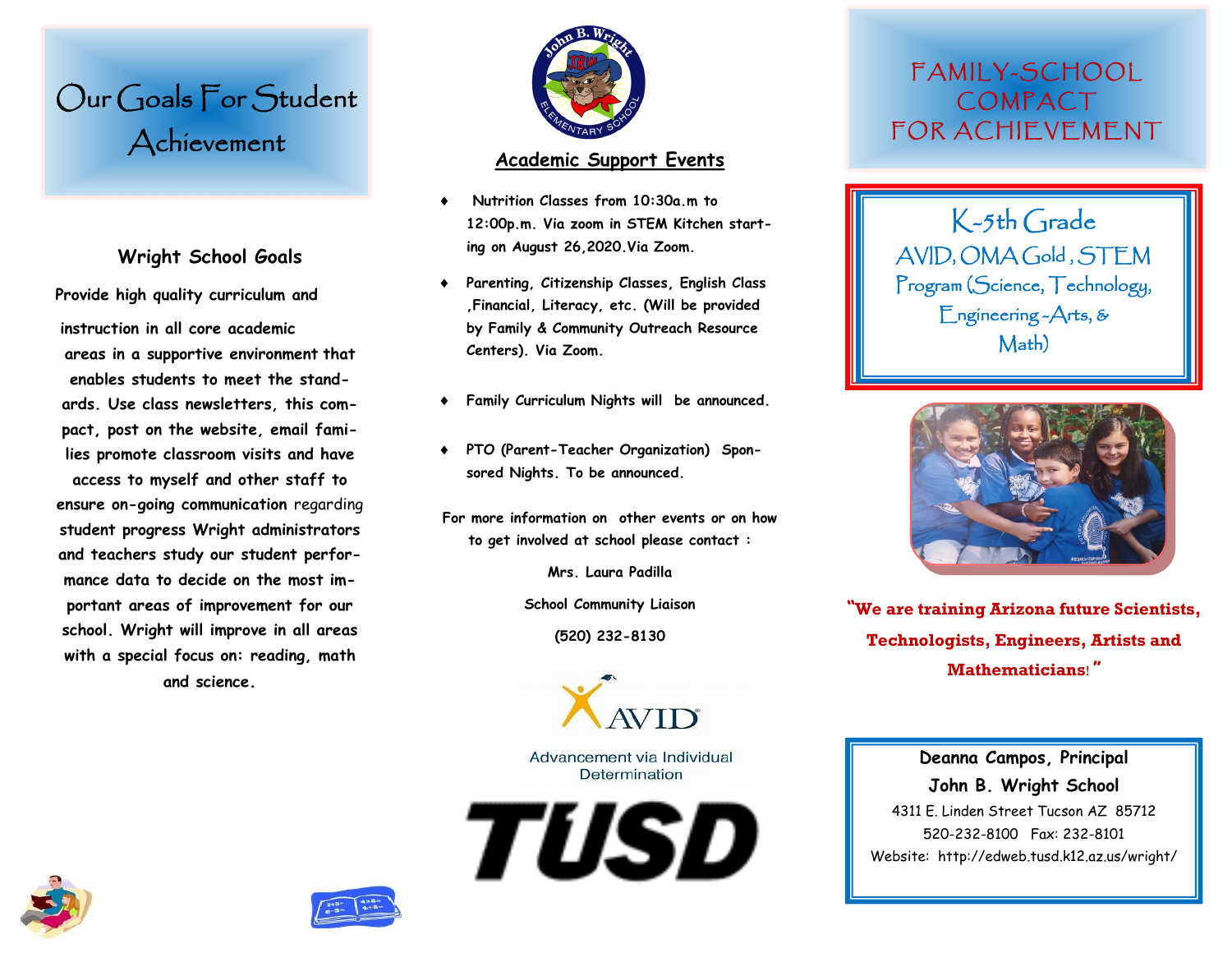# Our Goals For Student Achievement

## Wright School Goals

Provide high quality curriculum and instruction in all core academic areas in a supportive environment that enables students to meet the standards. Use class newsletters, this compact, post on the website, email families promote classroom visits and have access to myself and other staff to ensure on-going communication regarding student progress Wright administrators and teachers study our student performance data to decide on the most important areas of improvement for our school. Wright will improve in all areas with a special focus on: reading, math and science.

## Academic Support Events

- Nutrition Classes from 10:30a.m to 12:00p.m. Via zoom in STEM Kitchen starting on August 26,2020.Via Zoom.
- Parenting, Citizenship Classes, English Class ,Financial, Literacy, etc. (Will be provided by Family & Community Outreach Resource Centers). Via Zoom.
- Family Curriculum Nights will be announced.
- PTO (Parent-Teacher Organization) Sponsored Nights. To be announced.

For more information on other events or on how to get involved at school please contact :

Mrs. Laura Padilla

School Community Liaison

(520) 232-8130

AVID

Advancement via Individual Determination

TUSD

# FAMILY-SCHOOL COMPACT FOR ACHIEVEMENT

K-5th Grade

AVID, OMA Gold , STEM Program (Science, Technology, Engineering -Arts, & Math)

**"We are training Arizona future Scientists, Technologists, Engineers, Artists and Mathematicians!"**

**Deanna Campos, Principal**

**John B. Wright School**

4311 E. Linden Street Tucson AZ 85712

520-232-8100 Fax: 232-8101

Website: http://edweb.tusd.k12.az.us/wright/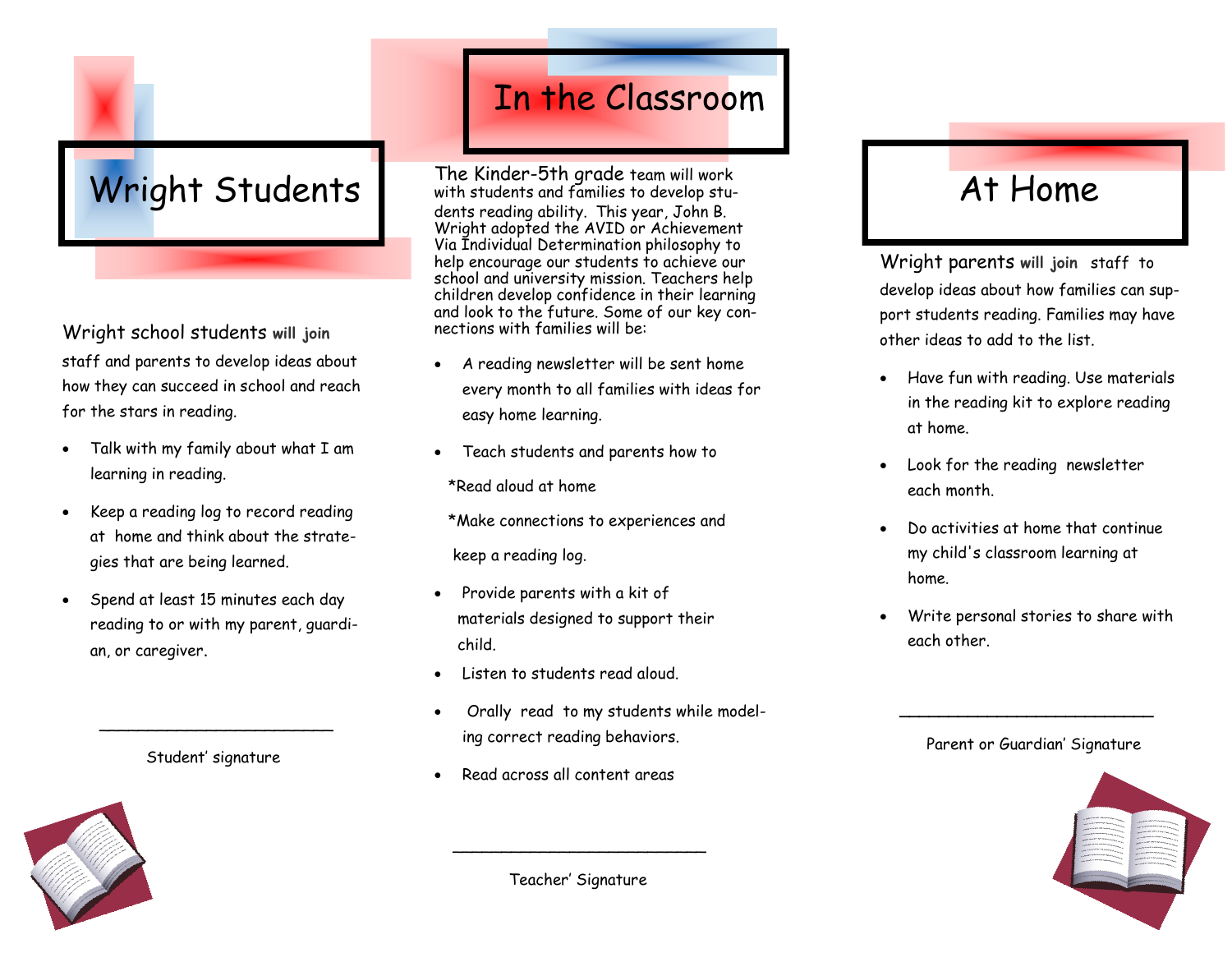# Wright Students

Wright school students **will join** staff and parents to develop ideas about how they can succeed in school and reach for the stars in reading.

- Talk with my family about what I am learning in reading.
- Keep a reading log to record reading at home and think about the strategies that are being learned.
- Spend at least 15 minutes each day reading to or with my parent, guardian, or caregiver.

\_\_\_\_\_\_\_\_\_\_\_\_\_\_\_\_\_\_\_\_\_\_\_\_

Student' signature

# In the Classroom

The Kinder-5th grade team will work with students and families to develop students reading ability. This year, John B. Wright adopted the AVID or Achievement Via Individual Determination philosophy to help encourage our students to achieve our school and university mission. Teachers help children develop confidence in their learning and look to the future. Some of our key connections with families will be:

- A reading newsletter will be sent home every month to all families with ideas for easy home learning.
- Teach students and parents how to

  *Read aloud at home

  *Make connections to experiences and keep a reading log.
- Provide parents with a kit of materials designed to support their child.
- Listen to students read aloud.
- Orally read to my students while modeling correct reading behaviors.
- Read across all content areas

\_\_\_\_\_\_\_\_\_\_\_\_\_\_\_\_\_\_\_\_\_\_\_\_\_\_

Teacher' Signature

# At Home

Wright parents **will join** staff to develop ideas about how families can support students reading. Families may have other ideas to add to the list.

- Have fun with reading. Use materials in the reading kit to explore reading at home.
- Look for the reading newsletter each month.
- Do activities at home that continue my child's classroom learning at home.
- Write personal stories to share with each other.

\_\_\_\_\_\_\_\_\_\_\_\_\_\_\_\_\_\_\_\_\_\_\_\_\_\_

Parent or Guardian' Signature